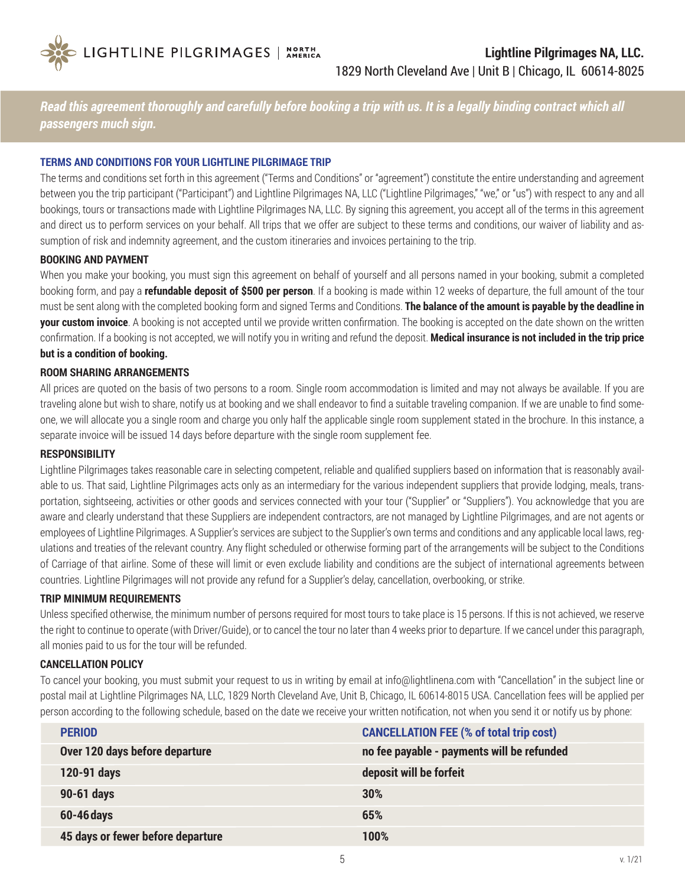LIGHTLINE PILGRIMAGES | NORTH AMERICA

**Lightline Pilgrimages NA, LLC.**
1829 North Cleveland Ave | Unit B | Chicago, IL 60614-8025

***Read this agreement thoroughly and carefully before booking a trip with us. It is a legally binding contract which all passengers much sign.***

## TERMS AND CONDITIONS FOR YOUR LIGHTLINE PILGRIMAGE TRIP

The terms and conditions set forth in this agreement ("Terms and Conditions" or "agreement") constitute the entire understanding and agreement between you the trip participant ("Participant") and Lightline Pilgrimages NA, LLC ("Lightline Pilgrimages," "we," or "us") with respect to any and all bookings, tours or transactions made with Lightline Pilgrimages NA, LLC. By signing this agreement, you accept all of the terms in this agreement and direct us to perform services on your behalf. All trips that we offer are subject to these terms and conditions, our waiver of liability and assumption of risk and indemnity agreement, and the custom itineraries and invoices pertaining to the trip.

### BOOKING AND PAYMENT

When you make your booking, you must sign this agreement on behalf of yourself and all persons named in your booking, submit a completed booking form, and pay a **refundable deposit of $500 per person**. If a booking is made within 12 weeks of departure, the full amount of the tour must be sent along with the completed booking form and signed Terms and Conditions. **The balance of the amount is payable by the deadline in your custom invoice**. A booking is not accepted until we provide written confirmation. The booking is accepted on the date shown on the written confirmation. If a booking is not accepted, we will notify you in writing and refund the deposit. **Medical insurance is not included in the trip price but is a condition of booking.**

### ROOM SHARING ARRANGEMENTS

All prices are quoted on the basis of two persons to a room. Single room accommodation is limited and may not always be available. If you are traveling alone but wish to share, notify us at booking and we shall endeavor to find a suitable traveling companion. If we are unable to find someone, we will allocate you a single room and charge you only half the applicable single room supplement stated in the brochure. In this instance, a separate invoice will be issued 14 days before departure with the single room supplement fee.

### RESPONSIBILITY

Lightline Pilgrimages takes reasonable care in selecting competent, reliable and qualified suppliers based on information that is reasonably available to us. That said, Lightline Pilgrimages acts only as an intermediary for the various independent suppliers that provide lodging, meals, transportation, sightseeing, activities or other goods and services connected with your tour ("Supplier" or "Suppliers"). You acknowledge that you are aware and clearly understand that these Suppliers are independent contractors, are not managed by Lightline Pilgrimages, and are not agents or employees of Lightline Pilgrimages. A Supplier's services are subject to the Supplier's own terms and conditions and any applicable local laws, regulations and treaties of the relevant country. Any flight scheduled or otherwise forming part of the arrangements will be subject to the Conditions of Carriage of that airline. Some of these will limit or even exclude liability and conditions are the subject of international agreements between countries. Lightline Pilgrimages will not provide any refund for a Supplier's delay, cancellation, overbooking, or strike.

### TRIP MINIMUM REQUIREMENTS

Unless specified otherwise, the minimum number of persons required for most tours to take place is 15 persons. If this is not achieved, we reserve the right to continue to operate (with Driver/Guide), or to cancel the tour no later than 4 weeks prior to departure. If we cancel under this paragraph, all monies paid to us for the tour will be refunded.

### CANCELLATION POLICY

To cancel your booking, you must submit your request to us in writing by email at info@lightlinena.com with "Cancellation" in the subject line or postal mail at Lightline Pilgrimages NA, LLC, 1829 North Cleveland Ave, Unit B, Chicago, IL 60614-8015 USA. Cancellation fees will be applied per person according to the following schedule, based on the date we receive your written notification, not when you send it or notify us by phone:

| PERIOD | CANCELLATION FEE (% of total trip cost) |
|---|---|
| **Over 120 days before departure** | **no fee payable - payments will be refunded** |
| **120-91 days** | **deposit will be forfeit** |
| **90-61 days** | **30%** |
| **60-46 days** | **65%** |
| **45 days or fewer before departure** | **100%** |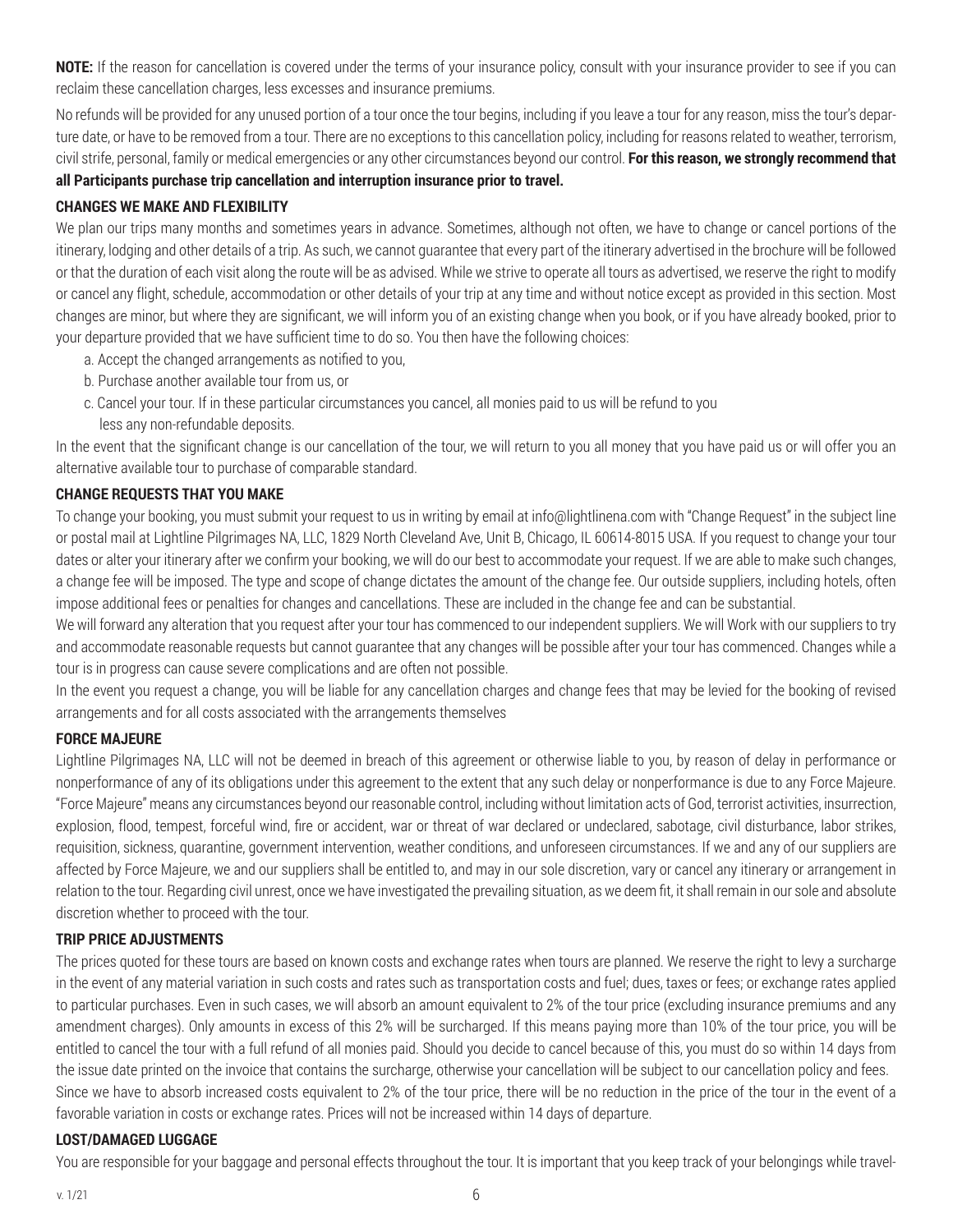**NOTE:** If the reason for cancellation is covered under the terms of your insurance policy, consult with your insurance provider to see if you can reclaim these cancellation charges, less excesses and insurance premiums.

No refunds will be provided for any unused portion of a tour once the tour begins, including if you leave a tour for any reason, miss the tour's departure date, or have to be removed from a tour. There are no exceptions to this cancellation policy, including for reasons related to weather, terrorism, civil strife, personal, family or medical emergencies or any other circumstances beyond our control. **For this reason, we strongly recommend that all Participants purchase trip cancellation and interruption insurance prior to travel.**

### CHANGES WE MAKE AND FLEXIBILITY

We plan our trips many months and sometimes years in advance. Sometimes, although not often, we have to change or cancel portions of the itinerary, lodging and other details of a trip. As such, we cannot guarantee that every part of the itinerary advertised in the brochure will be followed or that the duration of each visit along the route will be as advised. While we strive to operate all tours as advertised, we reserve the right to modify or cancel any flight, schedule, accommodation or other details of your trip at any time and without notice except as provided in this section. Most changes are minor, but where they are significant, we will inform you of an existing change when you book, or if you have already booked, prior to your departure provided that we have sufficient time to do so. You then have the following choices:

a. Accept the changed arrangements as notified to you,
b. Purchase another available tour from us, or
c. Cancel your tour. If in these particular circumstances you cancel, all monies paid to us will be refund to you less any non-refundable deposits.

In the event that the significant change is our cancellation of the tour, we will return to you all money that you have paid us or will offer you an alternative available tour to purchase of comparable standard.

### CHANGE REQUESTS THAT YOU MAKE

To change your booking, you must submit your request to us in writing by email at info@lightlinena.com with "Change Request" in the subject line or postal mail at Lightline Pilgrimages NA, LLC, 1829 North Cleveland Ave, Unit B, Chicago, IL 60614-8015 USA. If you request to change your tour dates or alter your itinerary after we confirm your booking, we will do our best to accommodate your request. If we are able to make such changes, a change fee will be imposed. The type and scope of change dictates the amount of the change fee. Our outside suppliers, including hotels, often impose additional fees or penalties for changes and cancellations. These are included in the change fee and can be substantial.

We will forward any alteration that you request after your tour has commenced to our independent suppliers. We will Work with our suppliers to try and accommodate reasonable requests but cannot guarantee that any changes will be possible after your tour has commenced. Changes while a tour is in progress can cause severe complications and are often not possible.

In the event you request a change, you will be liable for any cancellation charges and change fees that may be levied for the booking of revised arrangements and for all costs associated with the arrangements themselves

### FORCE MAJEURE

Lightline Pilgrimages NA, LLC will not be deemed in breach of this agreement or otherwise liable to you, by reason of delay in performance or nonperformance of any of its obligations under this agreement to the extent that any such delay or nonperformance is due to any Force Majeure. "Force Majeure" means any circumstances beyond our reasonable control, including without limitation acts of God, terrorist activities, insurrection, explosion, flood, tempest, forceful wind, fire or accident, war or threat of war declared or undeclared, sabotage, civil disturbance, labor strikes, requisition, sickness, quarantine, government intervention, weather conditions, and unforeseen circumstances. If we and any of our suppliers are affected by Force Majeure, we and our suppliers shall be entitled to, and may in our sole discretion, vary or cancel any itinerary or arrangement in relation to the tour. Regarding civil unrest, once we have investigated the prevailing situation, as we deem fit, it shall remain in our sole and absolute discretion whether to proceed with the tour.

### TRIP PRICE ADJUSTMENTS

The prices quoted for these tours are based on known costs and exchange rates when tours are planned. We reserve the right to levy a surcharge in the event of any material variation in such costs and rates such as transportation costs and fuel; dues, taxes or fees; or exchange rates applied to particular purchases. Even in such cases, we will absorb an amount equivalent to 2% of the tour price (excluding insurance premiums and any amendment charges). Only amounts in excess of this 2% will be surcharged. If this means paying more than 10% of the tour price, you will be entitled to cancel the tour with a full refund of all monies paid. Should you decide to cancel because of this, you must do so within 14 days from the issue date printed on the invoice that contains the surcharge, otherwise your cancellation will be subject to our cancellation policy and fees. Since we have to absorb increased costs equivalent to 2% of the tour price, there will be no reduction in the price of the tour in the event of a favorable variation in costs or exchange rates. Prices will not be increased within 14 days of departure.

### LOST/DAMAGED LUGGAGE

You are responsible for your baggage and personal effects throughout the tour. It is important that you keep track of your belongings while travel-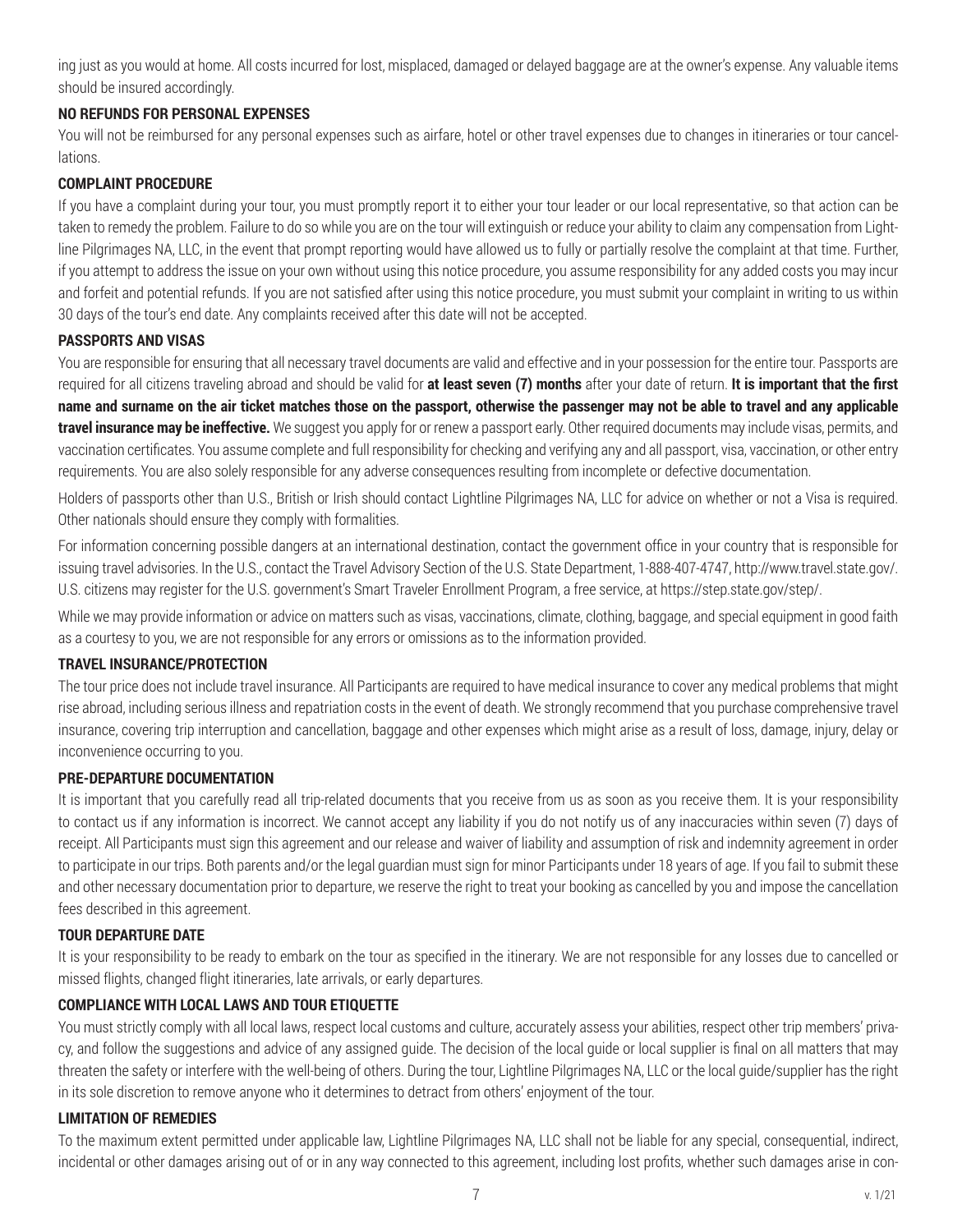ing just as you would at home. All costs incurred for lost, misplaced, damaged or delayed baggage are at the owner's expense. Any valuable items should be insured accordingly.

**NO REFUNDS FOR PERSONAL EXPENSES**

You will not be reimbursed for any personal expenses such as airfare, hotel or other travel expenses due to changes in itineraries or tour cancellations.

**COMPLAINT PROCEDURE**

If you have a complaint during your tour, you must promptly report it to either your tour leader or our local representative, so that action can be taken to remedy the problem. Failure to do so while you are on the tour will extinguish or reduce your ability to claim any compensation from Lightline Pilgrimages NA, LLC, in the event that prompt reporting would have allowed us to fully or partially resolve the complaint at that time. Further, if you attempt to address the issue on your own without using this notice procedure, you assume responsibility for any added costs you may incur and forfeit and potential refunds. If you are not satisfied after using this notice procedure, you must submit your complaint in writing to us within 30 days of the tour's end date. Any complaints received after this date will not be accepted.

**PASSPORTS AND VISAS**

You are responsible for ensuring that all necessary travel documents are valid and effective and in your possession for the entire tour. Passports are required for all citizens traveling abroad and should be valid for **at least seven (7) months** after your date of return. **It is important that the first name and surname on the air ticket matches those on the passport, otherwise the passenger may not be able to travel and any applicable travel insurance may be ineffective.** We suggest you apply for or renew a passport early. Other required documents may include visas, permits, and vaccination certificates. You assume complete and full responsibility for checking and verifying any and all passport, visa, vaccination, or other entry requirements. You are also solely responsible for any adverse consequences resulting from incomplete or defective documentation.

Holders of passports other than U.S., British or Irish should contact Lightline Pilgrimages NA, LLC for advice on whether or not a Visa is required. Other nationals should ensure they comply with formalities.

For information concerning possible dangers at an international destination, contact the government office in your country that is responsible for issuing travel advisories. In the U.S., contact the Travel Advisory Section of the U.S. State Department, 1-888-407-4747, http://www.travel.state.gov/. U.S. citizens may register for the U.S. government's Smart Traveler Enrollment Program, a free service, at https://step.state.gov/step/.

While we may provide information or advice on matters such as visas, vaccinations, climate, clothing, baggage, and special equipment in good faith as a courtesy to you, we are not responsible for any errors or omissions as to the information provided.

**TRAVEL INSURANCE/PROTECTION**

The tour price does not include travel insurance. All Participants are required to have medical insurance to cover any medical problems that might rise abroad, including serious illness and repatriation costs in the event of death. We strongly recommend that you purchase comprehensive travel insurance, covering trip interruption and cancellation, baggage and other expenses which might arise as a result of loss, damage, injury, delay or inconvenience occurring to you.

**PRE-DEPARTURE DOCUMENTATION**

It is important that you carefully read all trip-related documents that you receive from us as soon as you receive them. It is your responsibility to contact us if any information is incorrect. We cannot accept any liability if you do not notify us of any inaccuracies within seven (7) days of receipt. All Participants must sign this agreement and our release and waiver of liability and assumption of risk and indemnity agreement in order to participate in our trips. Both parents and/or the legal guardian must sign for minor Participants under 18 years of age. If you fail to submit these and other necessary documentation prior to departure, we reserve the right to treat your booking as cancelled by you and impose the cancellation fees described in this agreement.

**TOUR DEPARTURE DATE**

It is your responsibility to be ready to embark on the tour as specified in the itinerary. We are not responsible for any losses due to cancelled or missed flights, changed flight itineraries, late arrivals, or early departures.

**COMPLIANCE WITH LOCAL LAWS AND TOUR ETIQUETTE**

You must strictly comply with all local laws, respect local customs and culture, accurately assess your abilities, respect other trip members' privacy, and follow the suggestions and advice of any assigned guide. The decision of the local guide or local supplier is final on all matters that may threaten the safety or interfere with the well-being of others. During the tour, Lightline Pilgrimages NA, LLC or the local guide/supplier has the right in its sole discretion to remove anyone who it determines to detract from others' enjoyment of the tour.

**LIMITATION OF REMEDIES**

To the maximum extent permitted under applicable law, Lightline Pilgrimages NA, LLC shall not be liable for any special, consequential, indirect, incidental or other damages arising out of or in any way connected to this agreement, including lost profits, whether such damages arise in con-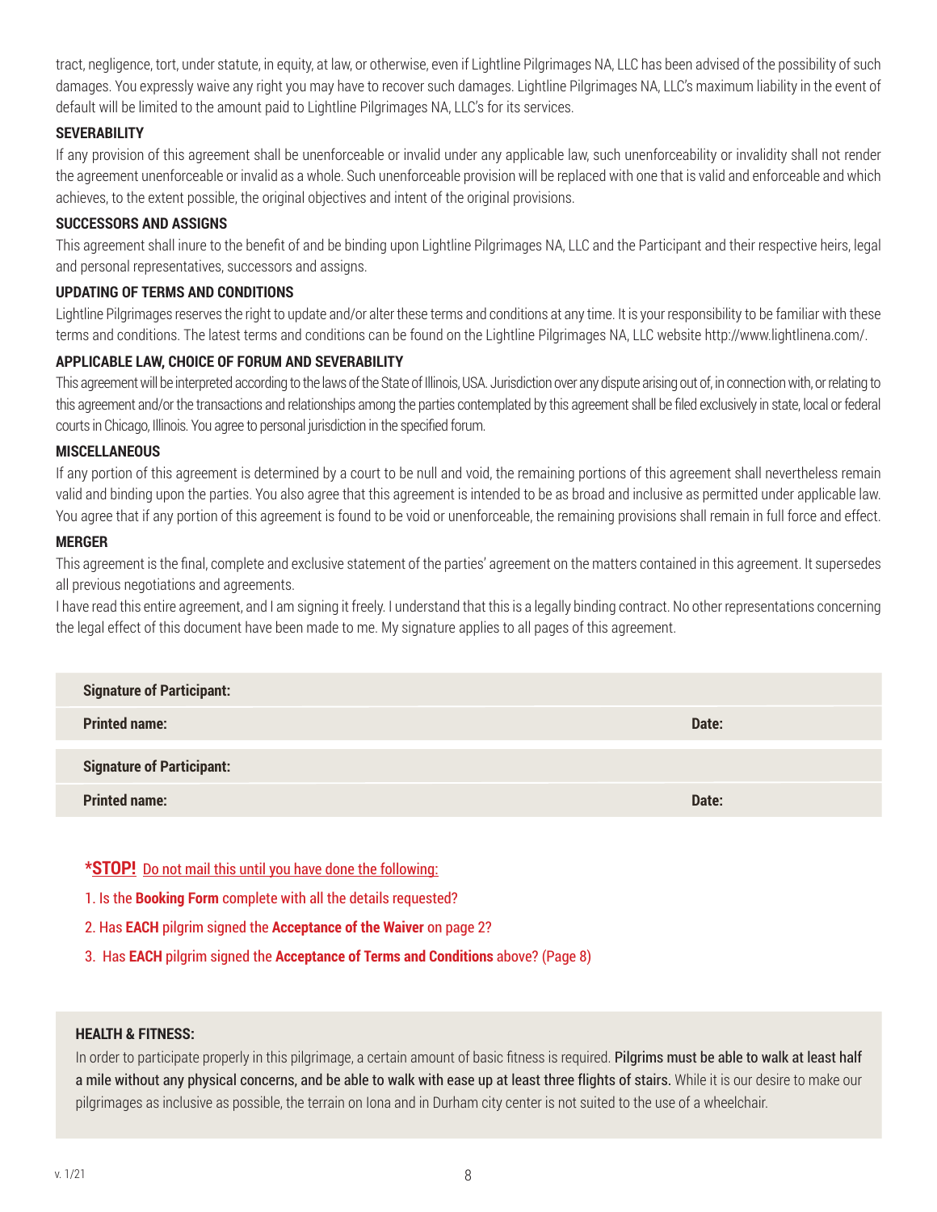tract, negligence, tort, under statute, in equity, at law, or otherwise, even if Lightline Pilgrimages NA, LLC has been advised of the possibility of such damages. You expressly waive any right you may have to recover such damages. Lightline Pilgrimages NA, LLC's maximum liability in the event of default will be limited to the amount paid to Lightline Pilgrimages NA, LLC's for its services.

**SEVERABILITY**

If any provision of this agreement shall be unenforceable or invalid under any applicable law, such unenforceability or invalidity shall not render the agreement unenforceable or invalid as a whole. Such unenforceable provision will be replaced with one that is valid and enforceable and which achieves, to the extent possible, the original objectives and intent of the original provisions.

**SUCCESSORS AND ASSIGNS**

This agreement shall inure to the benefit of and be binding upon Lightline Pilgrimages NA, LLC and the Participant and their respective heirs, legal and personal representatives, successors and assigns.

**UPDATING OF TERMS AND CONDITIONS**

Lightline Pilgrimages reserves the right to update and/or alter these terms and conditions at any time. It is your responsibility to be familiar with these terms and conditions. The latest terms and conditions can be found on the Lightline Pilgrimages NA, LLC website http://www.lightlinena.com/.

**APPLICABLE LAW, CHOICE OF FORUM AND SEVERABILITY**

This agreement will be interpreted according to the laws of the State of Illinois, USA. Jurisdiction over any dispute arising out of, in connection with, or relating to this agreement and/or the transactions and relationships among the parties contemplated by this agreement shall be filed exclusively in state, local or federal courts in Chicago, Illinois. You agree to personal jurisdiction in the specified forum.

**MISCELLANEOUS**

If any portion of this agreement is determined by a court to be null and void, the remaining portions of this agreement shall nevertheless remain valid and binding upon the parties. You also agree that this agreement is intended to be as broad and inclusive as permitted under applicable law. You agree that if any portion of this agreement is found to be void or unenforceable, the remaining provisions shall remain in full force and effect.

**MERGER**

This agreement is the final, complete and exclusive statement of the parties' agreement on the matters contained in this agreement. It supersedes all previous negotiations and agreements.

I have read this entire agreement, and I am signing it freely. I understand that this is a legally binding contract. No other representations concerning the legal effect of this document have been made to me. My signature applies to all pages of this agreement.

| | |
|---|---|
| **Signature of Participant:** | |
| **Printed name:** | **Date:** |
| **Signature of Participant:** | |
| **Printed name:** | **Date:** |

**\*STOP!** Do not mail this until you have done the following:

1. Is the **Booking Form** complete with all the details requested?
2. Has **EACH** pilgrim signed the **Acceptance of the Waiver** on page 2?
3. Has **EACH** pilgrim signed the **Acceptance of Terms and Conditions** above? (Page 8)

**HEALTH & FITNESS:**

In order to participate properly in this pilgrimage, a certain amount of basic fitness is required. Pilgrims must be able to walk at least half a mile without any physical concerns, and be able to walk with ease up at least three flights of stairs. While it is our desire to make our pilgrimages as inclusive as possible, the terrain on Iona and in Durham city center is not suited to the use of a wheelchair.

v. 1/21